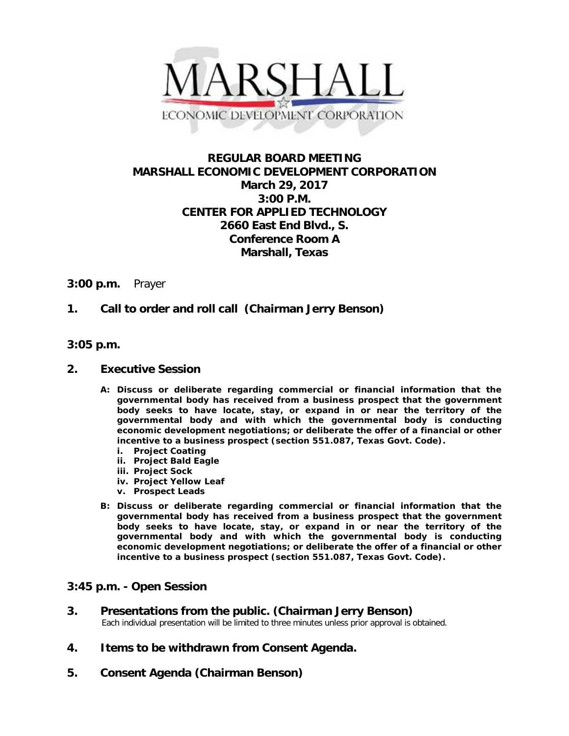# REGULAR BOARD MEETING
# MARSHALL ECONOMIC DEVELOPMENT CORPORATION

**March 29, 2017**
**3:00 P.M.**
**CENTER FOR APPLIED TECHNOLOGY**
**2660 East End Blvd., S.**
**Conference Room A**
**Marshall, Texas**

**3:00 p.m.** Prayer

**1. Call to order and roll call (Chairman Jerry Benson)**

**3:05 p.m.**

**2. Executive Session**

**A: Discuss or deliberate regarding commercial or financial information that the governmental body has received from a business prospect that the government body seeks to have locate, stay, or expand in or near the territory of the governmental body and with which the governmental body is conducting economic development negotiations; or deliberate the offer of a financial or other incentive to a business prospect (section 551.087, Texas Govt. Code).**

   - **i. Project Coating**
   - **ii. Project Bald Eagle**
   - **iii. Project Sock**
   - **iv. Project Yellow Leaf**
   - **v. Prospect Leads**

**B: Discuss or deliberate regarding commercial or financial information that the governmental body has received from a business prospect that the government body seeks to have locate, stay, or expand in or near the territory of the governmental body and with which the governmental body is conducting economic development negotiations; or deliberate the offer of a financial or other incentive to a business prospect (section 551.087, Texas Govt. Code).**

**3:45 p.m. - Open Session**

**3. Presentations from the public. (Chairman Jerry Benson)**
Each individual presentation will be limited to three minutes unless prior approval is obtained.

**4. Items to be withdrawn from Consent Agenda.**

**5. Consent Agenda (Chairman Benson)**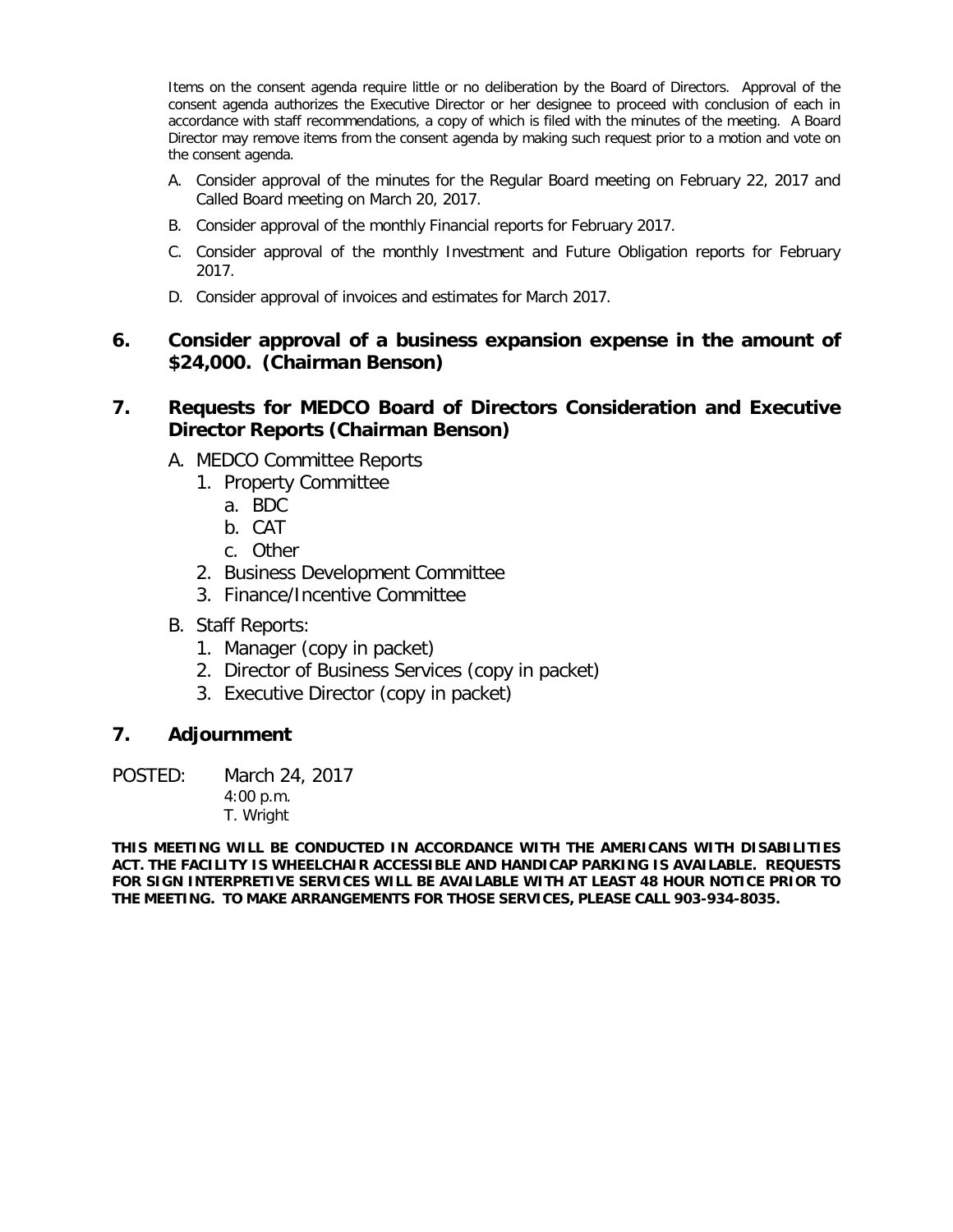Items on the consent agenda require little or no deliberation by the Board of Directors. Approval of the consent agenda authorizes the Executive Director or her designee to proceed with conclusion of each in accordance with staff recommendations, a copy of which is filed with the minutes of the meeting. A Board Director may remove items from the consent agenda by making such request prior to a motion and vote on the consent agenda.

A. Consider approval of the minutes for the Regular Board meeting on February 22, 2017 and Called Board meeting on March 20, 2017.

B. Consider approval of the monthly Financial reports for February 2017.

C. Consider approval of the monthly Investment and Future Obligation reports for February 2017.

D. Consider approval of invoices and estimates for March 2017.

## 6. Consider approval of a business expansion expense in the amount of $24,000. (Chairman Benson)

## 7. Requests for MEDCO Board of Directors Consideration and Executive Director Reports (Chairman Benson)

A. MEDCO Committee Reports
   1. Property Committee
      a. BDC
      b. CAT
      c. Other
   2. Business Development Committee
   3. Finance/Incentive Committee

B. Staff Reports:
   1. Manager (copy in packet)
   2. Director of Business Services (copy in packet)
   3. Executive Director (copy in packet)

## 7. Adjournment

POSTED: March 24, 2017
4:00 p.m.
T. Wright

**THIS MEETING WILL BE CONDUCTED IN ACCORDANCE WITH THE AMERICANS WITH DISABILITIES ACT. THE FACILITY IS WHEELCHAIR ACCESSIBLE AND HANDICAP PARKING IS AVAILABLE. REQUESTS FOR SIGN INTERPRETIVE SERVICES WILL BE AVAILABLE WITH AT LEAST 48 HOUR NOTICE PRIOR TO THE MEETING. TO MAKE ARRANGEMENTS FOR THOSE SERVICES, PLEASE CALL 903-934-8035.**